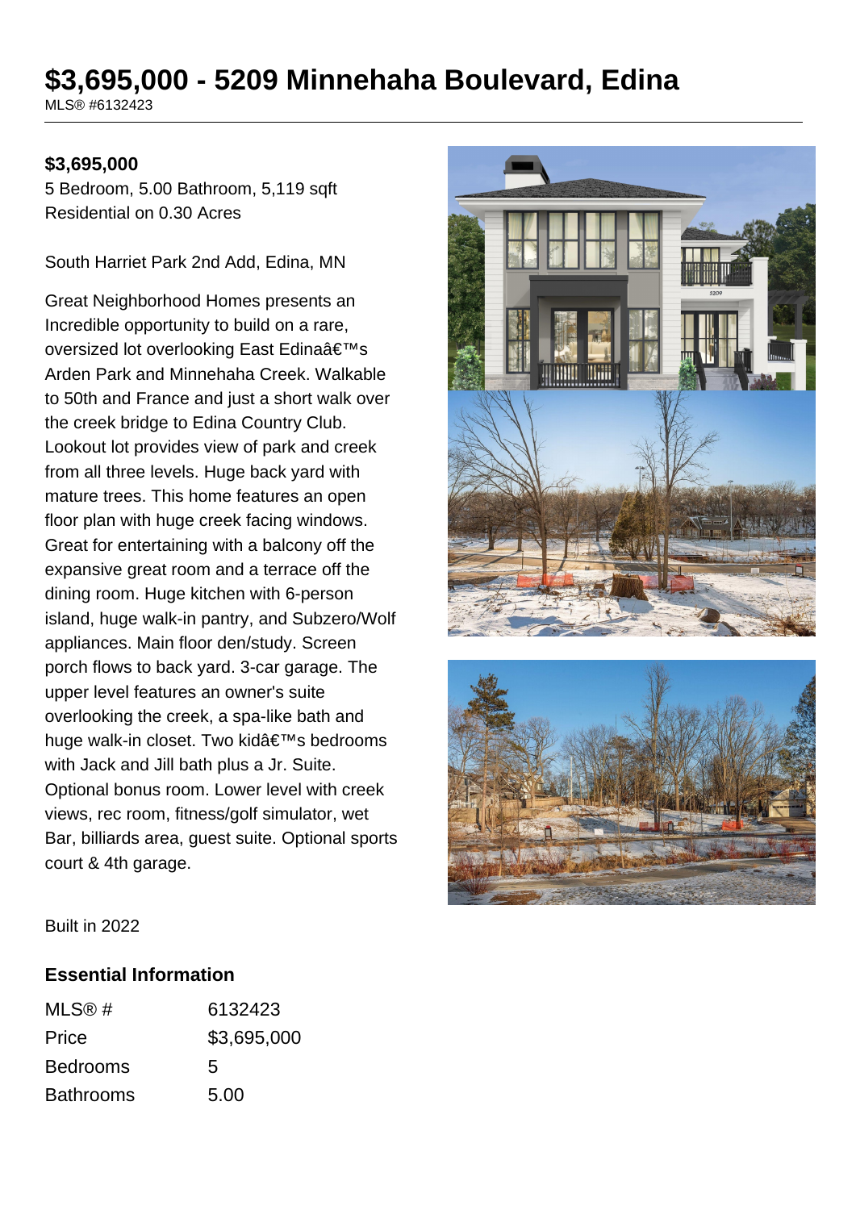# $3,695,000 - 5209 Minnehaha Boulevard, Edina

MLS® #6132423

**$3,695,000**

5 Bedroom, 5.00 Bathroom, 5,119 sqft
Residential on 0.30 Acres

South Harriet Park 2nd Add, Edina, MN

Great Neighborhood Homes presents an Incredible opportunity to build on a rare, oversized lot overlooking East Edinaâ€™s Arden Park and Minnehaha Creek. Walkable to 50th and France and just a short walk over the creek bridge to Edina Country Club. Lookout lot provides view of park and creek from all three levels. Huge back yard with mature trees. This home features an open floor plan with huge creek facing windows. Great for entertaining with a balcony off the expansive great room and a terrace off the dining room. Huge kitchen with 6-person island, huge walk-in pantry, and Subzero/Wolf appliances. Main floor den/study. Screen porch flows to back yard. 3-car garage. The upper level features an owner's suite overlooking the creek, a spa-like bath and huge walk-in closet. Two kidâ€™s bedrooms with Jack and Jill bath plus a Jr. Suite. Optional bonus room. Lower level with creek views, rec room, fitness/golf simulator, wet Bar, billiards area, guest suite. Optional sports court & 4th garage.

Built in 2022

## Essential Information

| | |
|---|---|
| MLS® # | 6132423 |
| Price | $3,695,000 |
| Bedrooms | 5 |
| Bathrooms | 5.00 |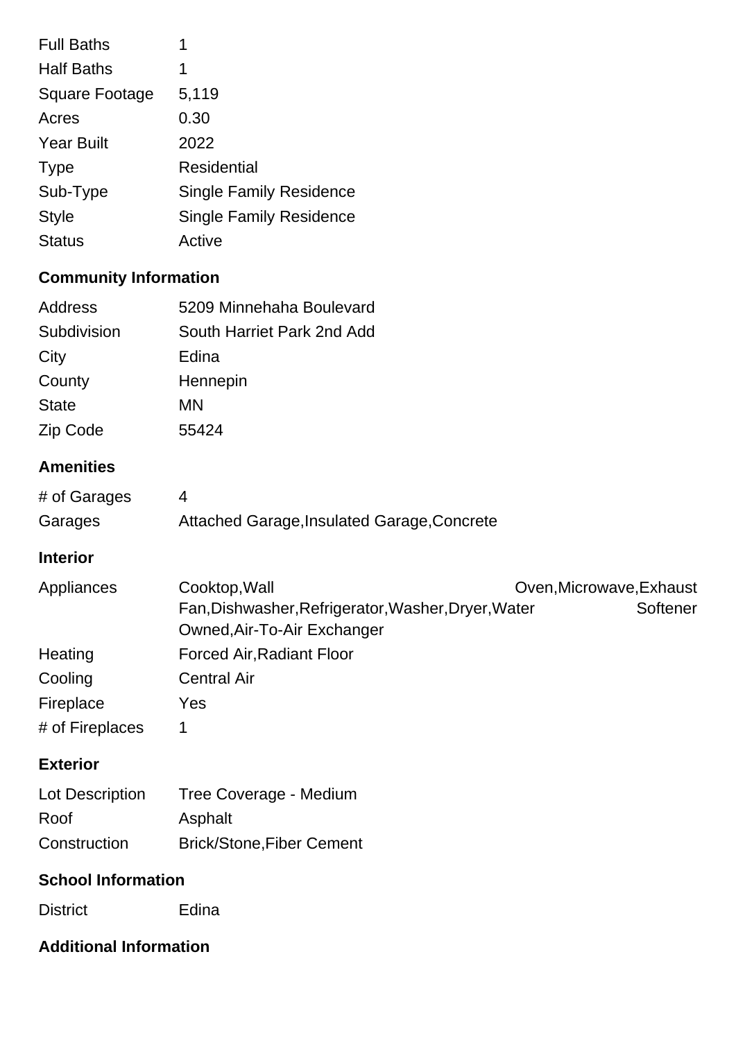| | |
|---|---|
| Full Baths | 1 |
| Half Baths | 1 |
| Square Footage | 5,119 |
| Acres | 0.30 |
| Year Built | 2022 |
| Type | Residential |
| Sub-Type | Single Family Residence |
| Style | Single Family Residence |
| Status | Active |

## Community Information

| | |
|---|---|
| Address | 5209 Minnehaha Boulevard |
| Subdivision | South Harriet Park 2nd Add |
| City | Edina |
| County | Hennepin |
| State | MN |
| Zip Code | 55424 |

## Amenities

| | |
|---|---|
| # of Garages | 4 |
| Garages | Attached Garage,Insulated Garage,Concrete |

## Interior

| | |
|---|---|
| Appliances | Cooktop,Wall Oven,Microwave,Exhaust Fan,Dishwasher,Refrigerator,Washer,Dryer,Water Softener Owned,Air-To-Air Exchanger |
| Heating | Forced Air,Radiant Floor |
| Cooling | Central Air |
| Fireplace | Yes |
| # of Fireplaces | 1 |

## Exterior

| | |
|---|---|
| Lot Description | Tree Coverage - Medium |
| Roof | Asphalt |
| Construction | Brick/Stone,Fiber Cement |

## School Information

| | |
|---|---|
| District | Edina |

## Additional Information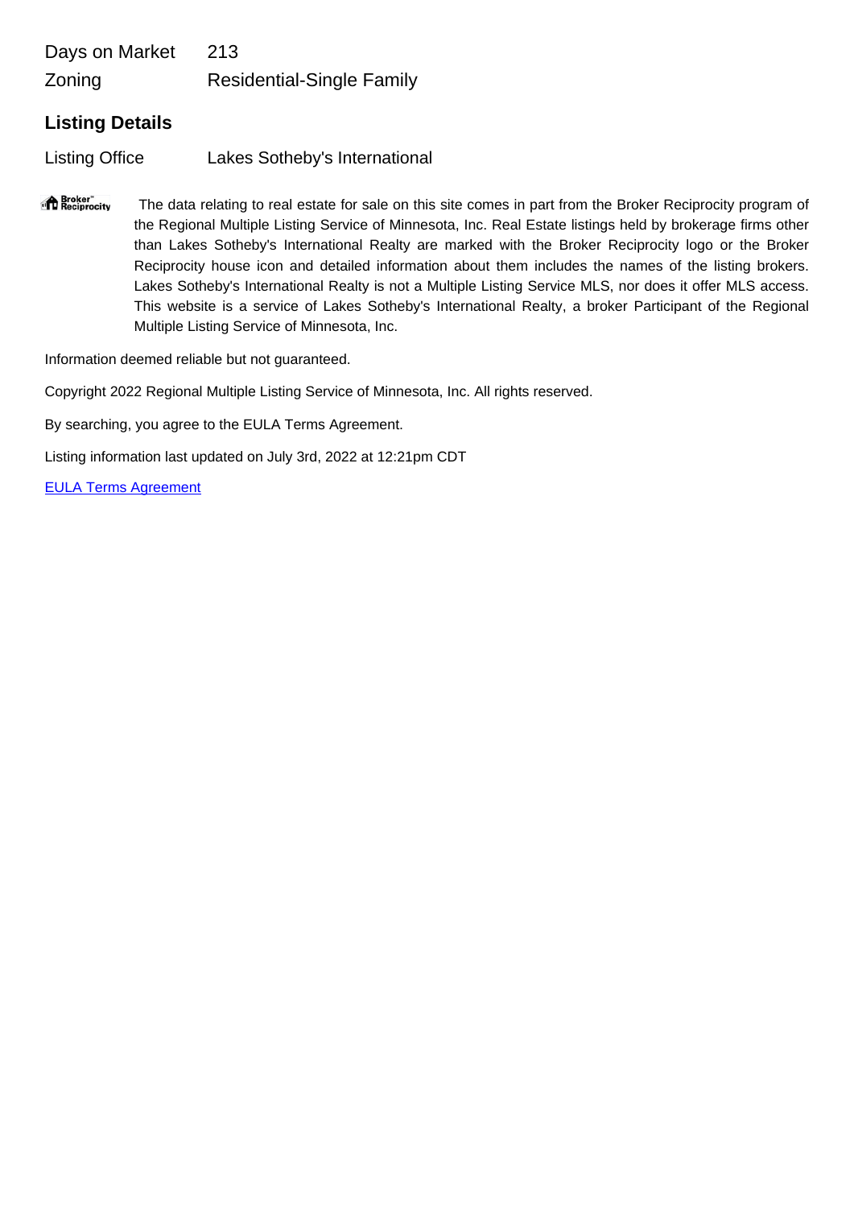| | |
|---|---|
| Days on Market | 213 |
| Zoning | Residential-Single Family |

## Listing Details

| | |
|---|---|
| Listing Office | Lakes Sotheby's International |

The data relating to real estate for sale on this site comes in part from the Broker Reciprocity program of the Regional Multiple Listing Service of Minnesota, Inc. Real Estate listings held by brokerage firms other than Lakes Sotheby's International Realty are marked with the Broker Reciprocity logo or the Broker Reciprocity house icon and detailed information about them includes the names of the listing brokers. Lakes Sotheby's International Realty is not a Multiple Listing Service MLS, nor does it offer MLS access. This website is a service of Lakes Sotheby's International Realty, a broker Participant of the Regional Multiple Listing Service of Minnesota, Inc.

Information deemed reliable but not guaranteed.

Copyright 2022 Regional Multiple Listing Service of Minnesota, Inc. All rights reserved.

By searching, you agree to the EULA Terms Agreement.

Listing information last updated on July 3rd, 2022 at 12:21pm CDT

EULA Terms Agreement